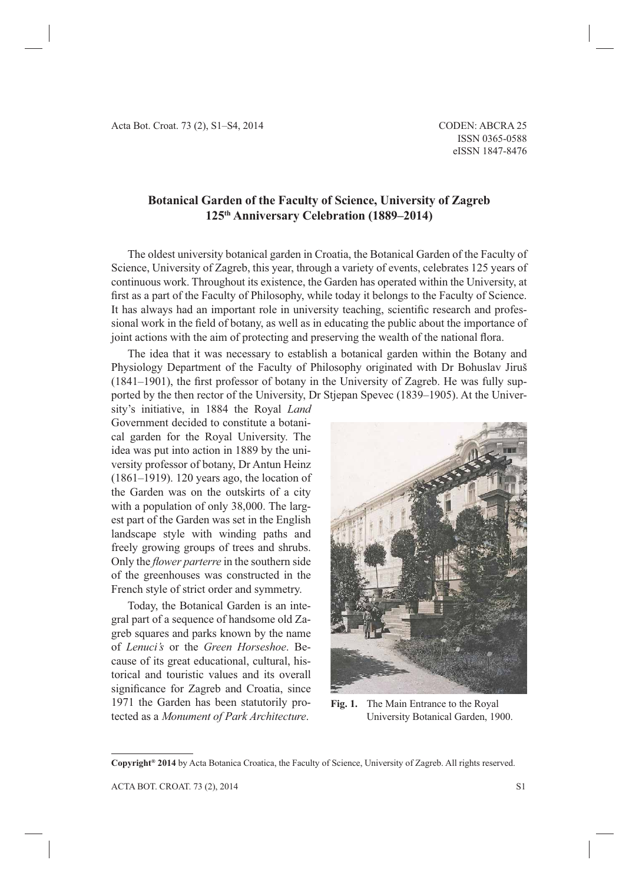# Botanical Garden of the Faculty of Science, University of Zagreb 125th Anniversary Celebration (1889–2014)

The oldest university botanical garden in Croatia, the Botanical Garden of the Faculty of Science, University of Zagreb, this year, through a variety of events, celebrates 125 years of continuous work. Throughout its existence, the Garden has operated within the University, at first as a part of the Faculty of Philosophy, while today it belongs to the Faculty of Science. It has always had an important role in university teaching, scientific research and professional work in the field of botany, as well as in educating the public about the importance of joint actions with the aim of protecting and preserving the wealth of the national flora.

The idea that it was necessary to establish a botanical garden within the Botany and Physiology Department of the Faculty of Philosophy originated with Dr Bohuslav Jiruš (1841–1901), the first professor of botany in the University of Zagreb. He was fully supported by the then rector of the University, Dr Stjepan Spevec (1839–1905). At the University's initiative, in 1884 the Royal *Land* Government decided to constitute a botanical garden for the Royal University. The idea was put into action in 1889 by the university professor of botany, Dr Antun Heinz (1861–1919). 120 years ago, the location of the Garden was on the outskirts of a city with a population of only 38,000. The largest part of the Garden was set in the English landscape style with winding paths and freely growing groups of trees and shrubs. Only the *flower parterre* in the southern side of the greenhouses was constructed in the French style of strict order and symmetry.

Today, the Botanical Garden is an integral part of a sequence of handsome old Zagreb squares and parks known by the name of *Lenuci's* or the *Green Horseshoe*. Because of its great educational, cultural, historical and touristic values and its overall significance for Zagreb and Croatia, since 1971 the Garden has been statutorily protected as a *Monument of Park Architecture*.

**Fig. 1.** The Main Entrance to the Royal University Botanical Garden, 1900.

**Copyright® 2014** by Acta Botanica Croatica, the Faculty of Science, University of Zagreb. All rights reserved.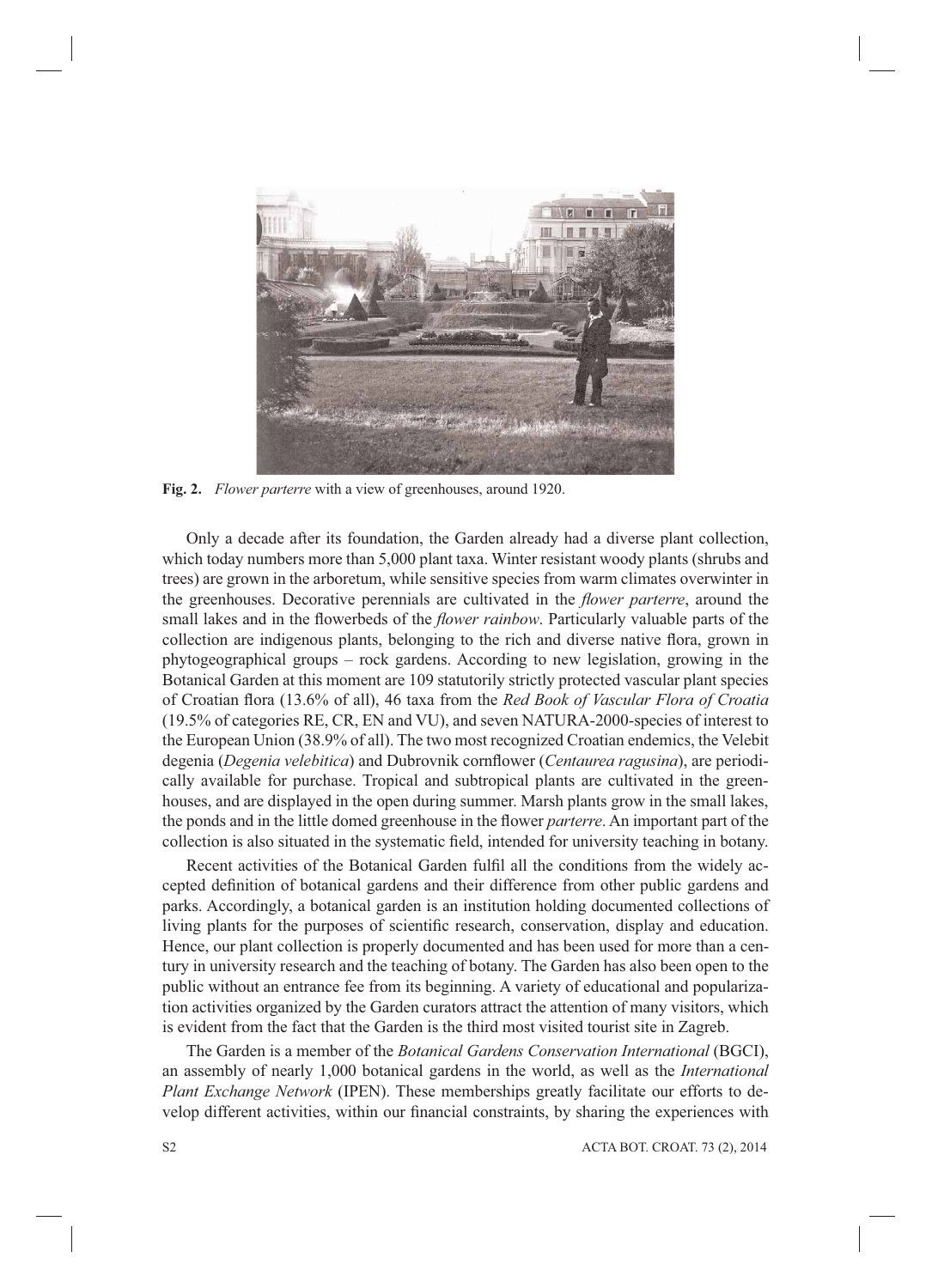**Fig. 2.** *Flower parterre* with a view of greenhouses, around 1920.

Only a decade after its foundation, the Garden already had a diverse plant collection, which today numbers more than 5,000 plant taxa. Winter resistant woody plants (shrubs and trees) are grown in the arboretum, while sensitive species from warm climates overwinter in the greenhouses. Decorative perennials are cultivated in the *flower parterre*, around the small lakes and in the flowerbeds of the *flower rainbow*. Particularly valuable parts of the collection are indigenous plants, belonging to the rich and diverse native flora, grown in phytogeographical groups – rock gardens. According to new legislation, growing in the Botanical Garden at this moment are 109 statutorily strictly protected vascular plant species of Croatian flora (13.6% of all), 46 taxa from the *Red Book of Vascular Flora of Croatia* (19.5% of categories RE, CR, EN and VU), and seven NATURA-2000-species of interest to the European Union (38.9% of all). The two most recognized Croatian endemics, the Velebit degenia (*Degenia velebitica*) and Dubrovnik cornflower (*Centaurea ragusina*), are periodically available for purchase. Tropical and subtropical plants are cultivated in the greenhouses, and are displayed in the open during summer. Marsh plants grow in the small lakes, the ponds and in the little domed greenhouse in the flower *parterre*. An important part of the collection is also situated in the systematic field, intended for university teaching in botany.

Recent activities of the Botanical Garden fulfil all the conditions from the widely accepted definition of botanical gardens and their difference from other public gardens and parks. Accordingly, a botanical garden is an institution holding documented collections of living plants for the purposes of scientific research, conservation, display and education. Hence, our plant collection is properly documented and has been used for more than a century in university research and the teaching of botany. The Garden has also been open to the public without an entrance fee from its beginning. A variety of educational and popularization activities organized by the Garden curators attract the attention of many visitors, which is evident from the fact that the Garden is the third most visited tourist site in Zagreb.

The Garden is a member of the *Botanical Gardens Conservation International* (BGCI), an assembly of nearly 1,000 botanical gardens in the world, as well as the *International Plant Exchange Network* (IPEN). These memberships greatly facilitate our efforts to develop different activities, within our financial constraints, by sharing the experiences with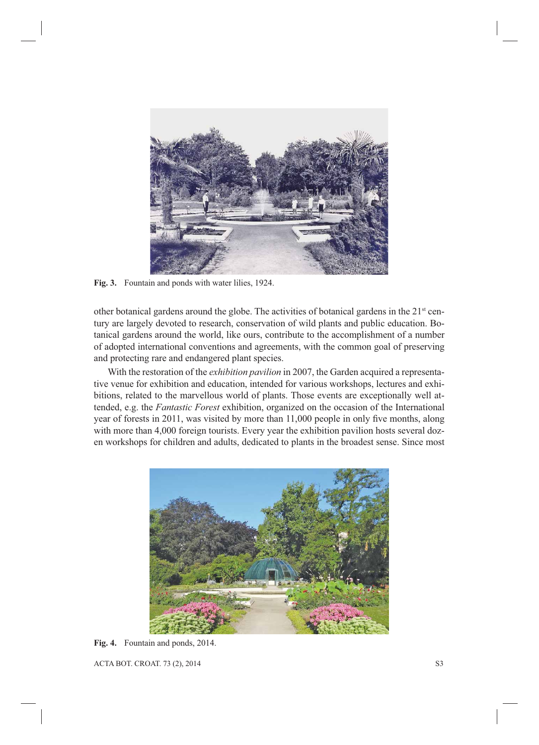Fig. 3. Fountain and ponds with water lilies, 1924.

other botanical gardens around the globe. The activities of botanical gardens in the 21st century are largely devoted to research, conservation of wild plants and public education. Botanical gardens around the world, like ours, contribute to the accomplishment of a number of adopted international conventions and agreements, with the common goal of preserving and protecting rare and endangered plant species.

With the restoration of the *exhibition pavilion* in 2007, the Garden acquired a representative venue for exhibition and education, intended for various workshops, lectures and exhibitions, related to the marvellous world of plants. Those events are exceptionally well attended, e.g. the *Fantastic Forest* exhibition, organized on the occasion of the International year of forests in 2011, was visited by more than 11,000 people in only five months, along with more than 4,000 foreign tourists. Every year the exhibition pavilion hosts several dozen workshops for children and adults, dedicated to plants in the broadest sense. Since most

Fig. 4. Fountain and ponds, 2014.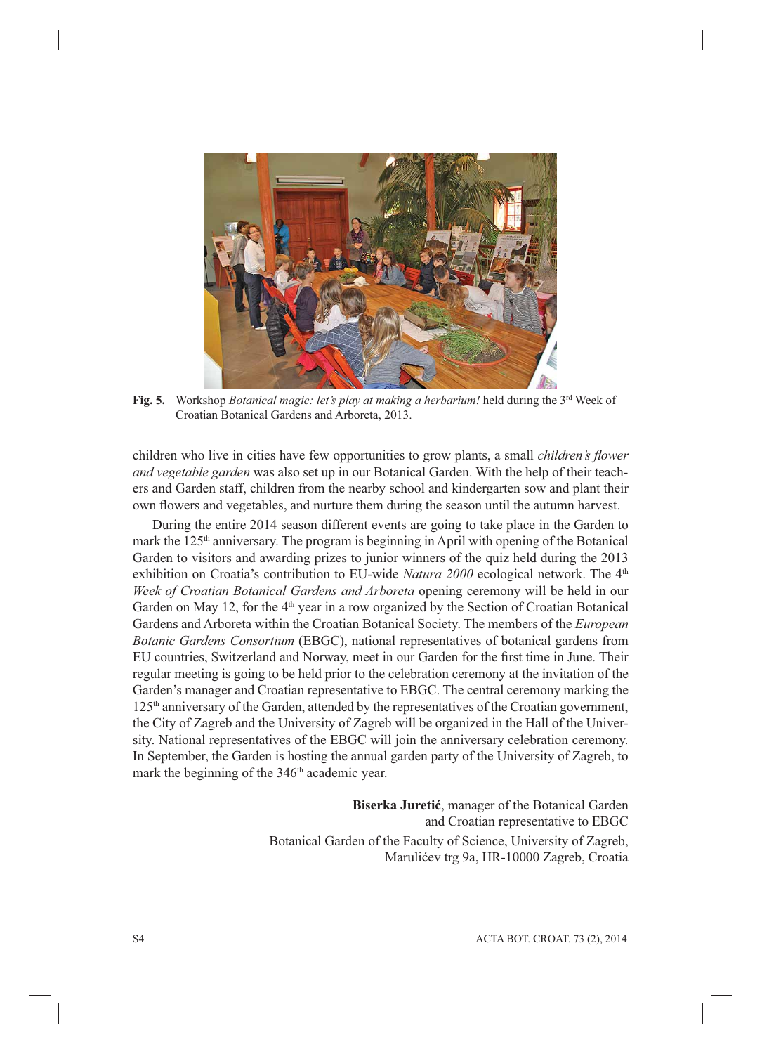**Fig. 5.** Workshop *Botanical magic: let's play at making a herbarium!* held during the 3rd Week of Croatian Botanical Gardens and Arboreta, 2013.

children who live in cities have few opportunities to grow plants, a small *children's flower and vegetable garden* was also set up in our Botanical Garden. With the help of their teachers and Garden staff, children from the nearby school and kindergarten sow and plant their own flowers and vegetables, and nurture them during the season until the autumn harvest.

During the entire 2014 season different events are going to take place in the Garden to mark the 125th anniversary. The program is beginning in April with opening of the Botanical Garden to visitors and awarding prizes to junior winners of the quiz held during the 2013 exhibition on Croatia's contribution to EU-wide *Natura 2000* ecological network. The 4th *Week of Croatian Botanical Gardens and Arboreta* opening ceremony will be held in our Garden on May 12, for the 4th year in a row organized by the Section of Croatian Botanical Gardens and Arboreta within the Croatian Botanical Society. The members of the *European Botanic Gardens Consortium* (EBGC), national representatives of botanical gardens from EU countries, Switzerland and Norway, meet in our Garden for the first time in June. Their regular meeting is going to be held prior to the celebration ceremony at the invitation of the Garden's manager and Croatian representative to EBGC. The central ceremony marking the 125th anniversary of the Garden, attended by the representatives of the Croatian government, the City of Zagreb and the University of Zagreb will be organized in the Hall of the University. National representatives of the EBGC will join the anniversary celebration ceremony. In September, the Garden is hosting the annual garden party of the University of Zagreb, to mark the beginning of the 346th academic year.

**Biserka Juretić**, manager of the Botanical Garden
and Croatian representative to EBGC

Botanical Garden of the Faculty of Science, University of Zagreb,
Marulićev trg 9a, HR-10000 Zagreb, Croatia